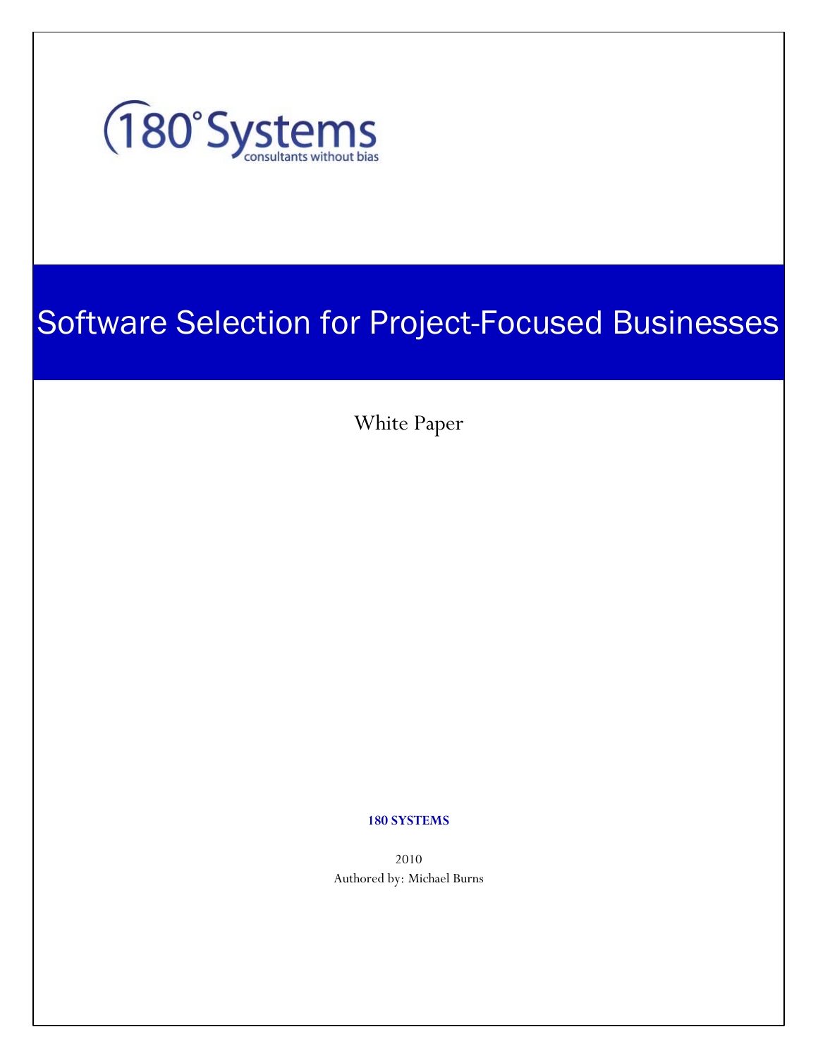180°Systems

consultants without bias

# Software Selection for Project-Focused Businesses

White Paper

**180 SYSTEMS**

2010

Authored by: Michael Burns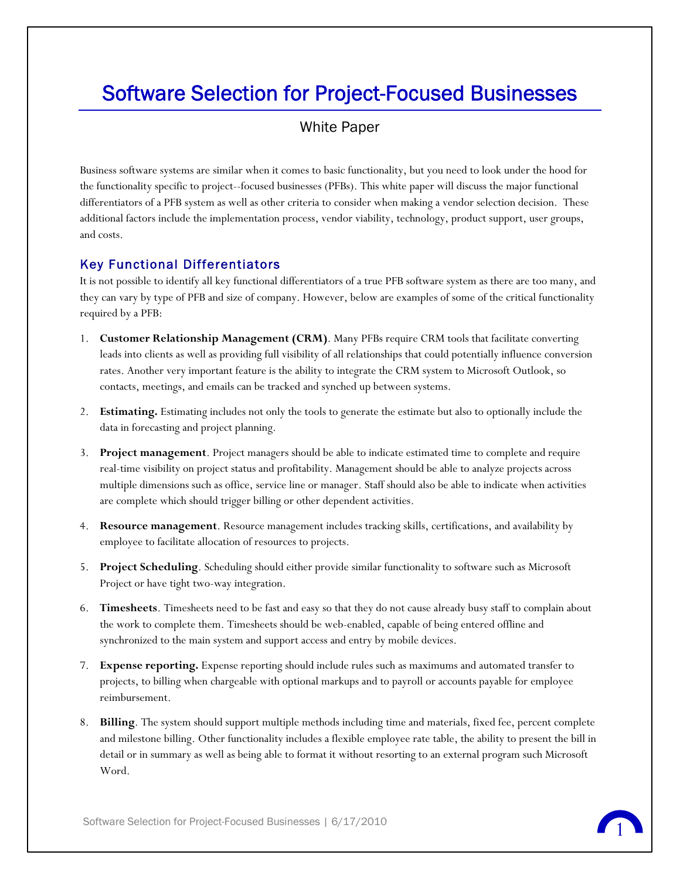# Software Selection for Project-Focused Businesses

White Paper

Business software systems are similar when it comes to basic functionality, but you need to look under the hood for the functionality specific to project--focused businesses (PFBs). This white paper will discuss the major functional differentiators of a PFB system as well as other criteria to consider when making a vendor selection decision. These additional factors include the implementation process, vendor viability, technology, product support, user groups, and costs.

## Key Functional Differentiators

It is not possible to identify all key functional differentiators of a true PFB software system as there are too many, and they can vary by type of PFB and size of company. However, below are examples of some of the critical functionality required by a PFB:

1. **Customer Relationship Management (CRM)**. Many PFBs require CRM tools that facilitate converting leads into clients as well as providing full visibility of all relationships that could potentially influence conversion rates. Another very important feature is the ability to integrate the CRM system to Microsoft Outlook, so contacts, meetings, and emails can be tracked and synched up between systems.
2. **Estimating.** Estimating includes not only the tools to generate the estimate but also to optionally include the data in forecasting and project planning.
3. **Project management**. Project managers should be able to indicate estimated time to complete and require real-time visibility on project status and profitability. Management should be able to analyze projects across multiple dimensions such as office, service line or manager. Staff should also be able to indicate when activities are complete which should trigger billing or other dependent activities.
4. **Resource management**. Resource management includes tracking skills, certifications, and availability by employee to facilitate allocation of resources to projects.
5. **Project Scheduling**. Scheduling should either provide similar functionality to software such as Microsoft Project or have tight two-way integration.
6. **Timesheets**. Timesheets need to be fast and easy so that they do not cause already busy staff to complain about the work to complete them. Timesheets should be web-enabled, capable of being entered offline and synchronized to the main system and support access and entry by mobile devices.
7. **Expense reporting.** Expense reporting should include rules such as maximums and automated transfer to projects, to billing when chargeable with optional markups and to payroll or accounts payable for employee reimbursement.
8. **Billing**. The system should support multiple methods including time and materials, fixed fee, percent complete and milestone billing. Other functionality includes a flexible employee rate table, the ability to present the bill in detail or in summary as well as being able to format it without resorting to an external program such Microsoft Word.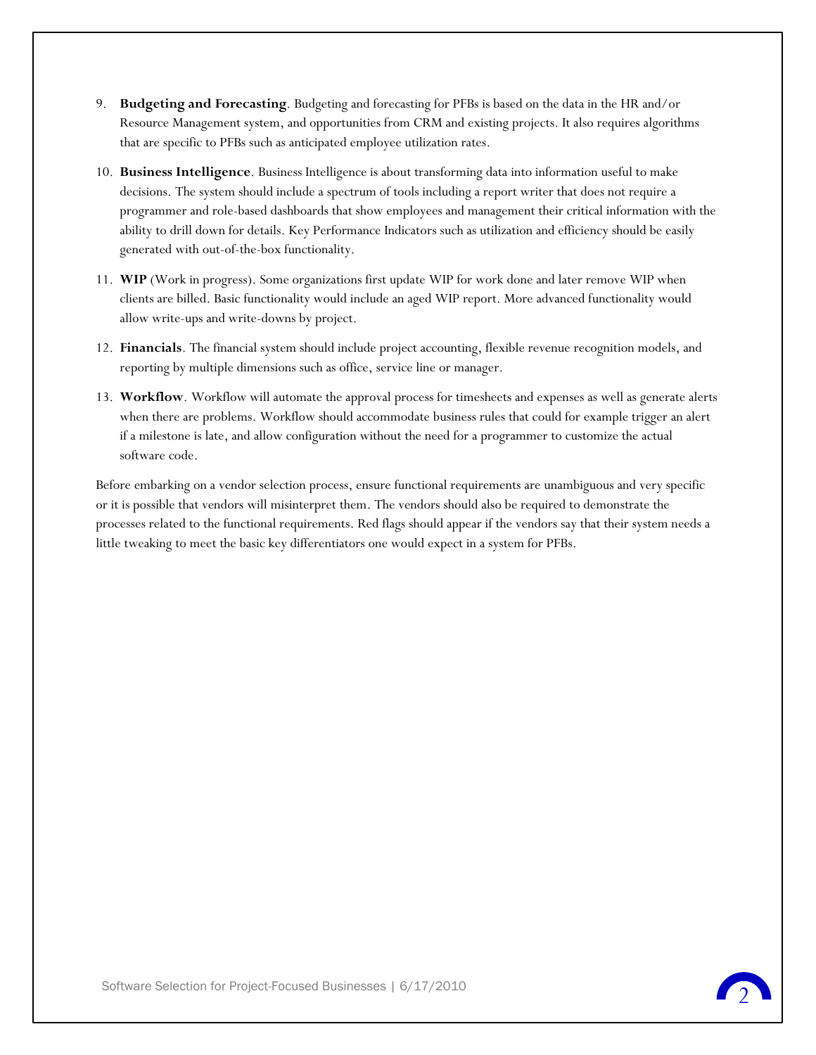9. **Budgeting and Forecasting**. Budgeting and forecasting for PFBs is based on the data in the HR and/or Resource Management system, and opportunities from CRM and existing projects. It also requires algorithms that are specific to PFBs such as anticipated employee utilization rates.

10. **Business Intelligence**. Business Intelligence is about transforming data into information useful to make decisions. The system should include a spectrum of tools including a report writer that does not require a programmer and role-based dashboards that show employees and management their critical information with the ability to drill down for details. Key Performance Indicators such as utilization and efficiency should be easily generated with out-of-the-box functionality.

11. **WIP** (Work in progress). Some organizations first update WIP for work done and later remove WIP when clients are billed. Basic functionality would include an aged WIP report. More advanced functionality would allow write-ups and write-downs by project.

12. **Financials**. The financial system should include project accounting, flexible revenue recognition models, and reporting by multiple dimensions such as office, service line or manager.

13. **Workflow**. Workflow will automate the approval process for timesheets and expenses as well as generate alerts when there are problems. Workflow should accommodate business rules that could for example trigger an alert if a milestone is late, and allow configuration without the need for a programmer to customize the actual software code.

Before embarking on a vendor selection process, ensure functional requirements are unambiguous and very specific or it is possible that vendors will misinterpret them. The vendors should also be required to demonstrate the processes related to the functional requirements. Red flags should appear if the vendors say that their system needs a little tweaking to meet the basic key differentiators one would expect in a system for PFBs.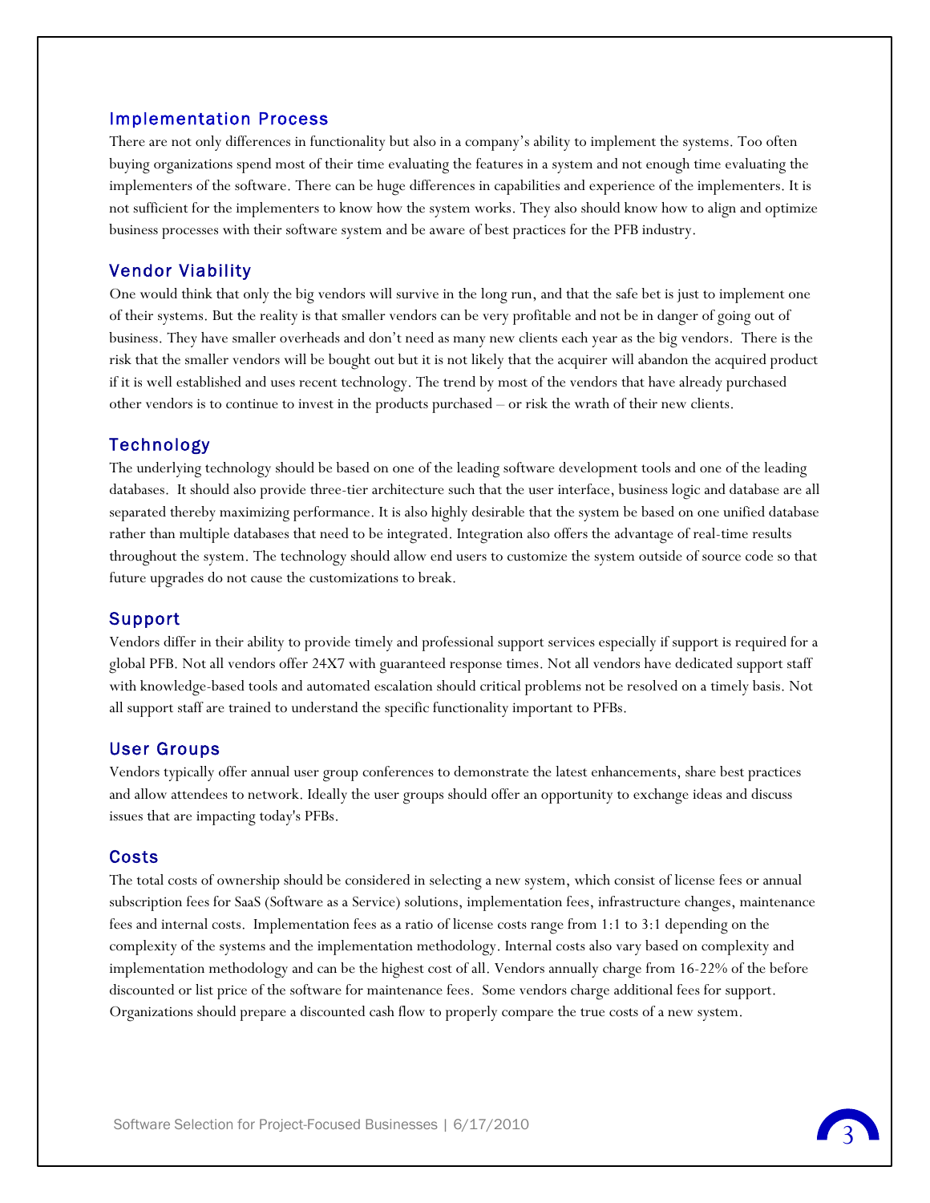## Implementation Process

There are not only differences in functionality but also in a company's ability to implement the systems. Too often buying organizations spend most of their time evaluating the features in a system and not enough time evaluating the implementers of the software. There can be huge differences in capabilities and experience of the implementers. It is not sufficient for the implementers to know how the system works. They also should know how to align and optimize business processes with their software system and be aware of best practices for the PFB industry.

## Vendor Viability

One would think that only the big vendors will survive in the long run, and that the safe bet is just to implement one of their systems. But the reality is that smaller vendors can be very profitable and not be in danger of going out of business. They have smaller overheads and don't need as many new clients each year as the big vendors. There is the risk that the smaller vendors will be bought out but it is not likely that the acquirer will abandon the acquired product if it is well established and uses recent technology. The trend by most of the vendors that have already purchased other vendors is to continue to invest in the products purchased – or risk the wrath of their new clients.

## Technology

The underlying technology should be based on one of the leading software development tools and one of the leading databases. It should also provide three-tier architecture such that the user interface, business logic and database are all separated thereby maximizing performance. It is also highly desirable that the system be based on one unified database rather than multiple databases that need to be integrated. Integration also offers the advantage of real-time results throughout the system. The technology should allow end users to customize the system outside of source code so that future upgrades do not cause the customizations to break.

## Support

Vendors differ in their ability to provide timely and professional support services especially if support is required for a global PFB. Not all vendors offer 24X7 with guaranteed response times. Not all vendors have dedicated support staff with knowledge-based tools and automated escalation should critical problems not be resolved on a timely basis. Not all support staff are trained to understand the specific functionality important to PFBs.

## User Groups

Vendors typically offer annual user group conferences to demonstrate the latest enhancements, share best practices and allow attendees to network. Ideally the user groups should offer an opportunity to exchange ideas and discuss issues that are impacting today's PFBs.

## Costs

The total costs of ownership should be considered in selecting a new system, which consist of license fees or annual subscription fees for SaaS (Software as a Service) solutions, implementation fees, infrastructure changes, maintenance fees and internal costs. Implementation fees as a ratio of license costs range from 1:1 to 3:1 depending on the complexity of the systems and the implementation methodology. Internal costs also vary based on complexity and implementation methodology and can be the highest cost of all. Vendors annually charge from 16-22% of the before discounted or list price of the software for maintenance fees. Some vendors charge additional fees for support. Organizations should prepare a discounted cash flow to properly compare the true costs of a new system.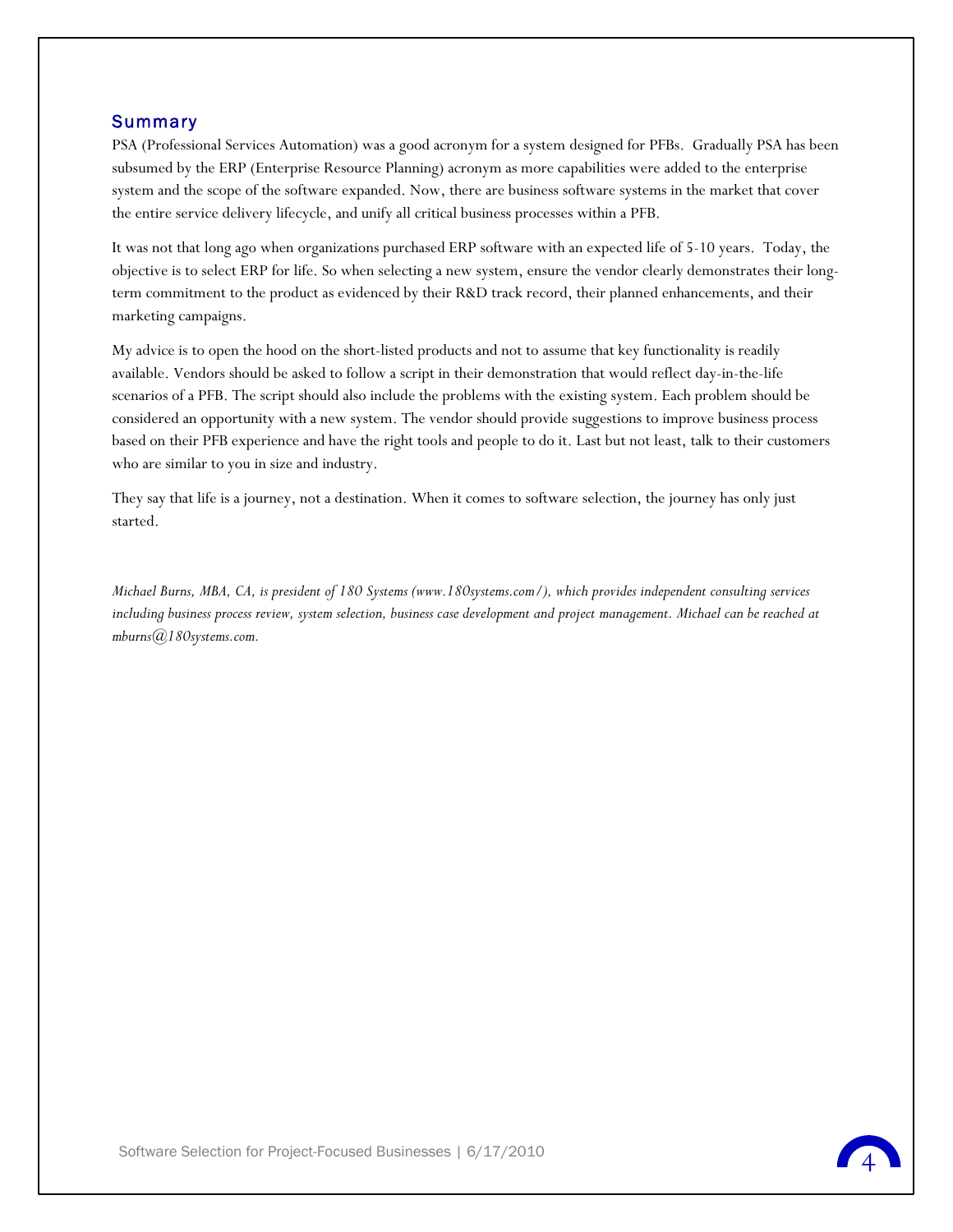## Summary

PSA (Professional Services Automation) was a good acronym for a system designed for PFBs. Gradually PSA has been subsumed by the ERP (Enterprise Resource Planning) acronym as more capabilities were added to the enterprise system and the scope of the software expanded. Now, there are business software systems in the market that cover the entire service delivery lifecycle, and unify all critical business processes within a PFB.

It was not that long ago when organizations purchased ERP software with an expected life of 5-10 years. Today, the objective is to select ERP for life. So when selecting a new system, ensure the vendor clearly demonstrates their long-term commitment to the product as evidenced by their R&D track record, their planned enhancements, and their marketing campaigns.

My advice is to open the hood on the short-listed products and not to assume that key functionality is readily available. Vendors should be asked to follow a script in their demonstration that would reflect day-in-the-life scenarios of a PFB. The script should also include the problems with the existing system. Each problem should be considered an opportunity with a new system. The vendor should provide suggestions to improve business process based on their PFB experience and have the right tools and people to do it. Last but not least, talk to their customers who are similar to you in size and industry.

They say that life is a journey, not a destination. When it comes to software selection, the journey has only just started.

*Michael Burns, MBA, CA, is president of 180 Systems (www.180systems.com/), which provides independent consulting services including business process review, system selection, business case development and project management. Michael can be reached at mburns@180systems.com.*